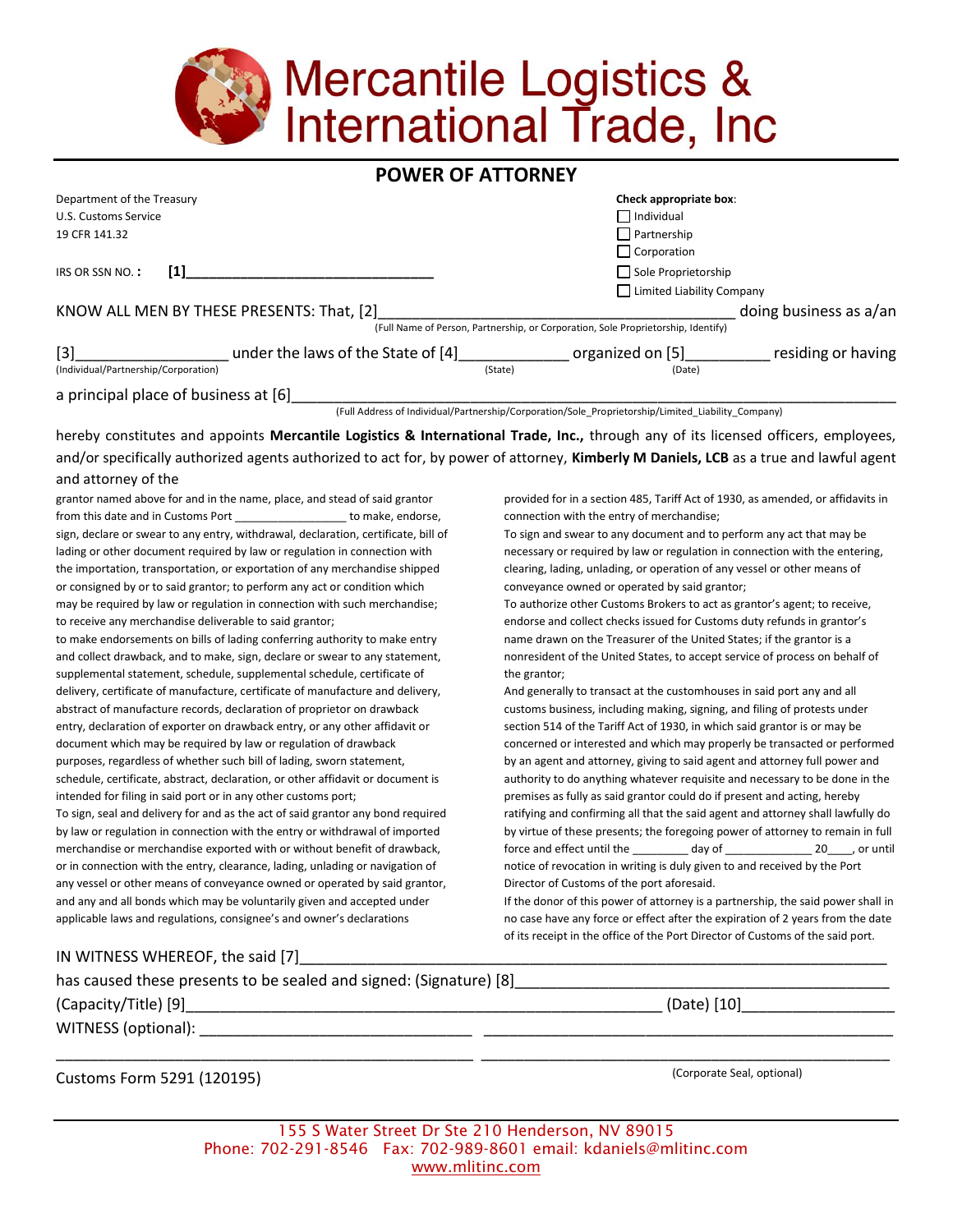# Mercantile Logistics & International Trade, Inc

## POWER OF ATTORNEY

Department of the Treasury
U.S. Customs Service
19 CFR 141.32

**Check appropriate box:**

- ☐ Individual
- ☐ Partnership
- ☐ Corporation
- ☐ Sole Proprietorship
- ☐ Limited Liability Company

IRS OR SSN NO. : **[1]**________________________________

KNOW ALL MEN BY THESE PRESENTS: That, [2]____________________________________________ doing business as a/an
(Full Name of Person, Partnership, or Corporation, Sole Proprietorship, Identify)

[3]__________________ under the laws of the State of [4]_____________ organized on [5]__________ residing or having
(Individual/Partnership/Corporation) (State) (Date)

a principal place of business at [6]________________________________________________________________________________
(Full Address of Individual/Partnership/Corporation/Sole_Proprietorship/Limited_Liability_Company)

hereby constitutes and appoints **Mercantile Logistics & International Trade, Inc.,** through any of its licensed officers, employees, and/or specifically authorized agents authorized to act for, by power of attorney, **Kimberly M Daniels, LCB** as a true and lawful agent and attorney of the grantor named above for and in the name, place, and stead of said grantor from this date and in Customs Port _________________ to make, endorse, sign, declare or swear to any entry, withdrawal, declaration, certificate, bill of lading or other document required by law or regulation in connection with the importation, transportation, or exportation of any merchandise shipped or consigned by or to said grantor; to perform any act or condition which may be required by law or regulation in connection with such merchandise; to receive any merchandise deliverable to said grantor;

to make endorsements on bills of lading conferring authority to make entry and collect drawback, and to make, sign, declare or swear to any statement, supplemental statement, schedule, supplemental schedule, certificate of delivery, certificate of manufacture, certificate of manufacture and delivery, abstract of manufacture records, declaration of proprietor on drawback entry, declaration of exporter on drawback entry, or any other affidavit or document which may be required by law or regulation of drawback purposes, regardless of whether such bill of lading, sworn statement, schedule, certificate, abstract, declaration, or other affidavit or document is intended for filing in said port or in any other customs port;

To sign, seal and delivery for and as the act of said grantor any bond required by law or regulation in connection with the entry or withdrawal of imported merchandise or merchandise exported with or without benefit of drawback, or in connection with the entry, clearance, lading, unlading or navigation of any vessel or other means of conveyance owned or operated by said grantor, and any and all bonds which may be voluntarily given and accepted under applicable laws and regulations, consignee's and owner's declarations provided for in a section 485, Tariff Act of 1930, as amended, or affidavits in connection with the entry of merchandise;

To sign and swear to any document and to perform any act that may be necessary or required by law or regulation in connection with the entering, clearing, lading, unlading, or operation of any vessel or other means of conveyance owned or operated by said grantor;

To authorize other Customs Brokers to act as grantor's agent; to receive, endorse and collect checks issued for Customs duty refunds in grantor's name drawn on the Treasurer of the United States; if the grantor is a nonresident of the United States, to accept service of process on behalf of the grantor;

And generally to transact at the customhouses in said port any and all customs business, including making, signing, and filing of protests under section 514 of the Tariff Act of 1930, in which said grantor is or may be concerned or interested and which may properly be transacted or performed by an agent and attorney, giving to said agent and attorney full power and authority to do anything whatever requisite and necessary to be done in the premises as fully as said grantor could do if present and acting, hereby ratifying and confirming all that the said agent and attorney shall lawfully do by virtue of these presents; the foregoing power of attorney to remain in full force and effect until the _________ day of ______________ 20____, or until notice of revocation in writing is duly given to and received by the Port Director of Customs of the port aforesaid.

If the donor of this power of attorney is a partnership, the said power shall in no case have any force or effect after the expiration of 2 years from the date of its receipt in the office of the Port Director of Customs of the said port.

IN WITNESS WHEREOF, the said [7]________________________________________________________________________

has caused these presents to be sealed and signed: (Signature) [8]____________________________________________

(Capacity/Title) [9]________________________________________________________ (Date) [10]_________________

WITNESS (optional): ______________________________ _____________________________________________

_________________________________________________ _____________________________________________

Customs Form 5291 (120195) (Corporate Seal, optional)

155 S Water Street Dr Ste 210 Henderson, NV 89015
Phone: 702-291-8546 Fax: 702-989-8601 email: kdaniels@mlitinc.com
www.mlitinc.com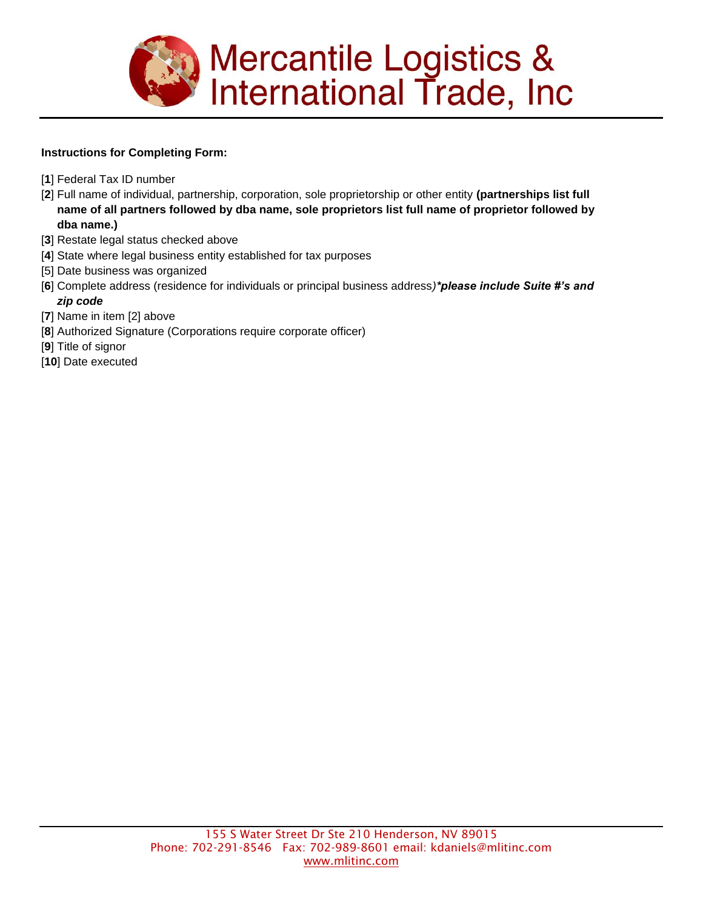# Mercantile Logistics & International Trade, Inc

**Instructions for Completing Form:**

[**1**] Federal Tax ID number

[**2**] Full name of individual, partnership, corporation, sole proprietorship or other entity **(partnerships list full name of all partners followed by dba name, sole proprietors list full name of proprietor followed by dba name.)**

[**3**] Restate legal status checked above

[**4**] State where legal business entity established for tax purposes

[5] Date business was organized

[**6**] Complete address (residence for individuals or principal business address)***please include Suite #'s and zip code***

[**7**] Name in item [2] above

[**8**] Authorized Signature (Corporations require corporate officer)

[**9**] Title of signor

[**10**] Date executed

155 S Water Street Dr Ste 210 Henderson, NV 89015
Phone: 702-291-8546 Fax: 702-989-8601 email: kdaniels@mlitinc.com
www.mlitinc.com